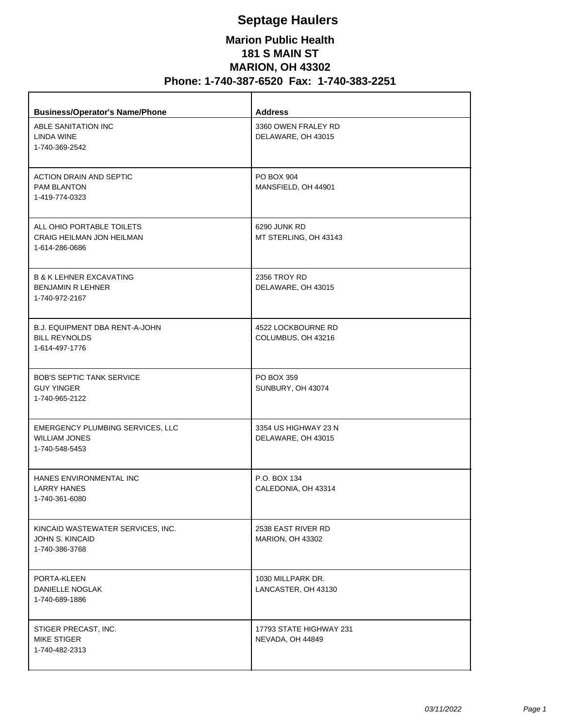# Septage Haulers

## Marion Public Health
## 181 S MAIN ST
## MARION, OH 43302
## Phone: 1-740-387-6520 Fax: 1-740-383-2251

| Business/Operator's Name/Phone | Address |
|---|---|
| ABLE SANITATION INC<br>LINDA WINE<br>1-740-369-2542 | 3360 OWEN FRALEY RD<br>DELAWARE, OH 43015 |
| ACTION DRAIN AND SEPTIC<br>PAM BLANTON<br>1-419-774-0323 | PO BOX 904<br>MANSFIELD, OH 44901 |
| ALL OHIO PORTABLE TOILETS<br>CRAIG HEILMAN JON HEILMAN<br>1-614-286-0686 | 6290 JUNK RD<br>MT STERLING, OH 43143 |
| B & K LEHNER EXCAVATING<br>BENJAMIN R LEHNER<br>1-740-972-2167 | 2356 TROY RD<br>DELAWARE, OH 43015 |
| B.J. EQUIPMENT DBA RENT-A-JOHN<br>BILL REYNOLDS<br>1-614-497-1776 | 4522 LOCKBOURNE RD<br>COLUMBUS, OH 43216 |
| BOB'S SEPTIC TANK SERVICE<br>GUY YINGER<br>1-740-965-2122 | PO BOX 359<br>SUNBURY, OH 43074 |
| EMERGENCY PLUMBING SERVICES, LLC<br>WILLIAM JONES<br>1-740-548-5453 | 3354 US HIGHWAY 23 N<br>DELAWARE, OH 43015 |
| HANES ENVIRONMENTAL INC<br>LARRY HANES<br>1-740-361-6080 | P.O. BOX 134<br>CALEDONIA, OH 43314 |
| KINCAID WASTEWATER SERVICES, INC.<br>JOHN S. KINCAID<br>1-740-386-3768 | 2538 EAST RIVER RD<br>MARION, OH 43302 |
| PORTA-KLEEN<br>DANIELLE NOGLAK<br>1-740-689-1886 | 1030 MILLPARK DR.<br>LANCASTER, OH 43130 |
| STIGER PRECAST, INC.<br>MIKE STIGER<br>1-740-482-2313 | 17793 STATE HIGHWAY 231<br>NEVADA, OH 44849 |

*03/11/2022*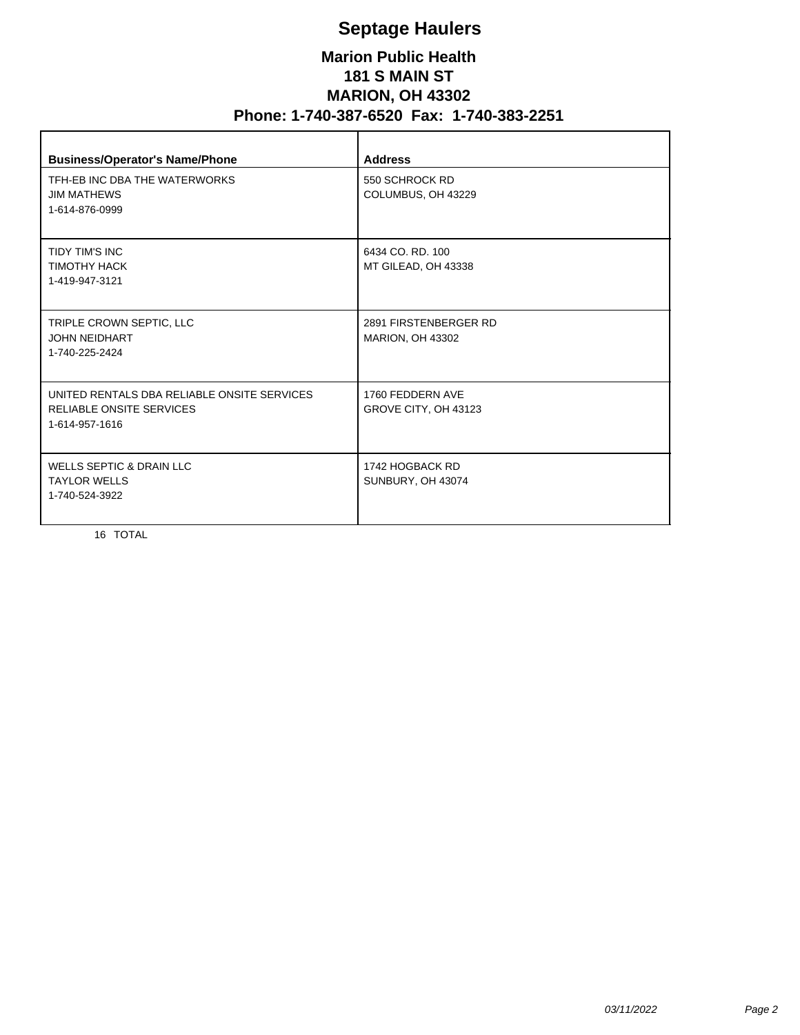# Septage Haulers

## Marion Public Health
## 181 S MAIN ST
## MARION, OH 43302
## Phone: 1-740-387-6520 Fax: 1-740-383-2251

| Business/Operator's Name/Phone | Address |
|---|---|
| TFH-EB INC DBA THE WATERWORKS<br>JIM MATHEWS<br>1-614-876-0999 | 550 SCHROCK RD<br>COLUMBUS, OH 43229 |
| TIDY TIM'S INC<br>TIMOTHY HACK<br>1-419-947-3121 | 6434 CO. RD. 100<br>MT GILEAD, OH 43338 |
| TRIPLE CROWN SEPTIC, LLC<br>JOHN NEIDHART<br>1-740-225-2424 | 2891 FIRSTENBERGER RD<br>MARION, OH 43302 |
| UNITED RENTALS DBA RELIABLE ONSITE SERVICES<br>RELIABLE ONSITE SERVICES<br>1-614-957-1616 | 1760 FEDDERN AVE<br>GROVE CITY, OH 43123 |
| WELLS SEPTIC & DRAIN LLC<br>TAYLOR WELLS<br>1-740-524-3922 | 1742 HOGBACK RD<br>SUNBURY, OH 43074 |

16 TOTAL

*03/11/2022*